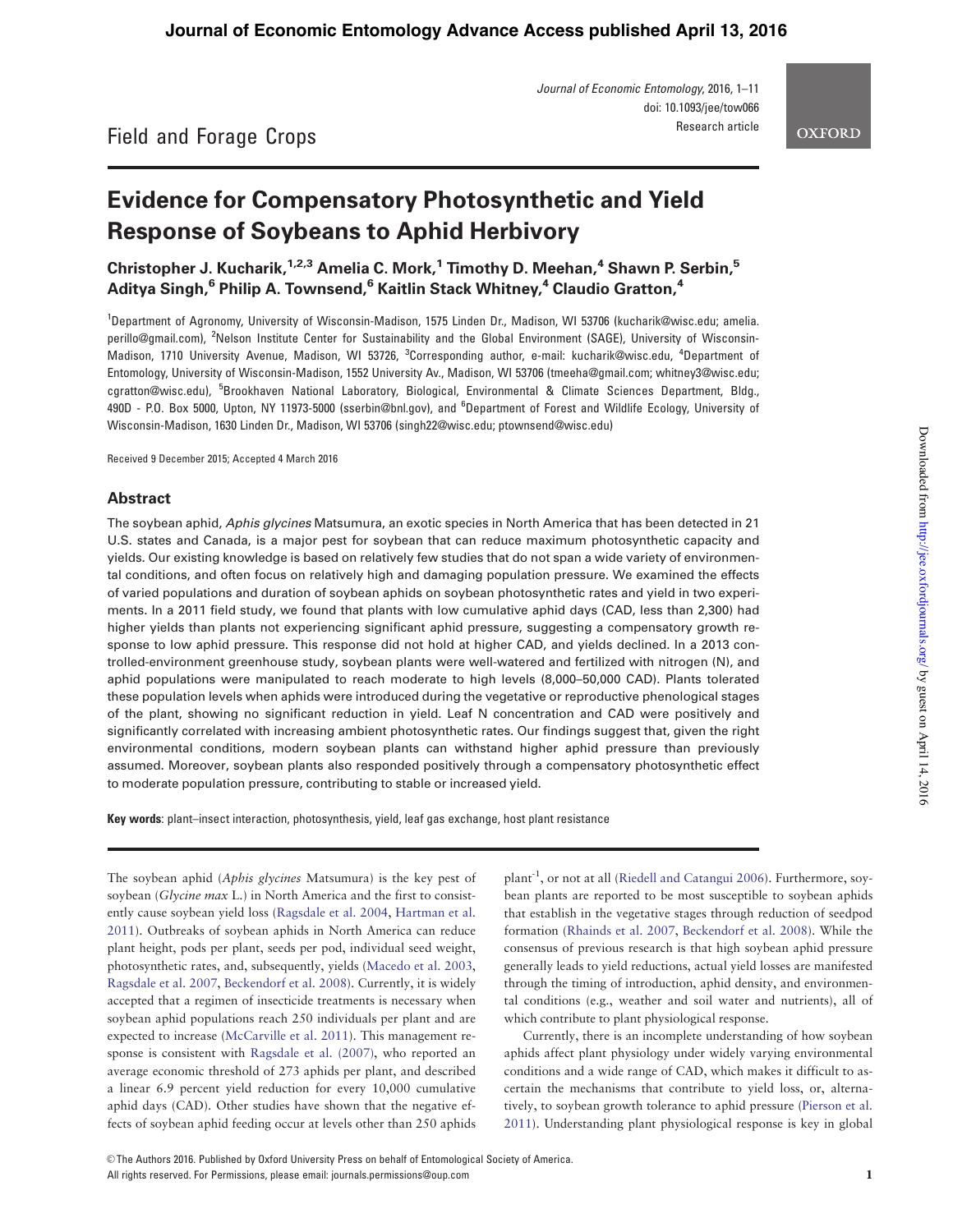Field and Forage Crops

Research article

# Evidence for Compensatory Photosynthetic and Yield Response of Soybeans to Aphid Herbivory

**Christopher J. Kucharik,[1,2,3] Amelia C. Mork,[1] Timothy D. Meehan,[4] Shawn P. Serbin,[5] Aditya Singh,[6] Philip A. Townsend,[6] Kaitlin Stack Whitney,[4] Claudio Gratton,[4]**

[1]Department of Agronomy, University of Wisconsin-Madison, 1575 Linden Dr., Madison, WI 53706 (kucharik@wisc.edu; amelia.perillo@gmail.com), [2]Nelson Institute Center for Sustainability and the Global Environment (SAGE), University of Wisconsin-Madison, 1710 University Avenue, Madison, WI 53726, [3]Corresponding author, e-mail: kucharik@wisc.edu, [4]Department of Entomology, University of Wisconsin-Madison, 1552 University Av., Madison, WI 53706 (tmeeha@gmail.com; whitney3@wisc.edu; cgratton@wisc.edu), [5]Brookhaven National Laboratory, Biological, Environmental & Climate Sciences Department, Bldg., 490D - P.O. Box 5000, Upton, NY 11973-5000 (sserbin@bnl.gov), and [6]Department of Forest and Wildlife Ecology, University of Wisconsin-Madison, 1630 Linden Dr., Madison, WI 53706 (singh22@wisc.edu; ptownsend@wisc.edu)

Received 9 December 2015; Accepted 4 March 2016

## Abstract

The soybean aphid, *Aphis glycines* Matsumura, an exotic species in North America that has been detected in 21 U.S. states and Canada, is a major pest for soybean that can reduce maximum photosynthetic capacity and yields. Our existing knowledge is based on relatively few studies that do not span a wide variety of environmental conditions, and often focus on relatively high and damaging population pressure. We examined the effects of varied populations and duration of soybean aphids on soybean photosynthetic rates and yield in two experiments. In a 2011 field study, we found that plants with low cumulative aphid days (CAD, less than 2,300) had higher yields than plants not experiencing significant aphid pressure, suggesting a compensatory growth response to low aphid pressure. This response did not hold at higher CAD, and yields declined. In a 2013 controlled-environment greenhouse study, soybean plants were well-watered and fertilized with nitrogen (N), and aphid populations were manipulated to reach moderate to high levels (8,000–50,000 CAD). Plants tolerated these population levels when aphids were introduced during the vegetative or reproductive phenological stages of the plant, showing no significant reduction in yield. Leaf N concentration and CAD were positively and significantly correlated with increasing ambient photosynthetic rates. Our findings suggest that, given the right environmental conditions, modern soybean plants can withstand higher aphid pressure than previously assumed. Moreover, soybean plants also responded positively through a compensatory photosynthetic effect to moderate population pressure, contributing to stable or increased yield.

**Key words**: plant–insect interaction, photosynthesis, yield, leaf gas exchange, host plant resistance

The soybean aphid (*Aphis glycines* Matsumura) is the key pest of soybean (*Glycine max* L.) in North America and the first to consistently cause soybean yield loss (Ragsdale et al. 2004, Hartman et al. 2011). Outbreaks of soybean aphids in North America can reduce plant height, pods per plant, seeds per pod, individual seed weight, photosynthetic rates, and, subsequently, yields (Macedo et al. 2003, Ragsdale et al. 2007, Beckendorf et al. 2008). Currently, it is widely accepted that a regimen of insecticide treatments is necessary when soybean aphid populations reach 250 individuals per plant and are expected to increase (McCarville et al. 2011). This management response is consistent with Ragsdale et al. (2007), who reported an average economic threshold of 273 aphids per plant, and described a linear 6.9 percent yield reduction for every 10,000 cumulative aphid days (CAD). Other studies have shown that the negative effects of soybean aphid feeding occur at levels other than 250 aphids plant$^{-1}$, or not at all (Riedell and Catangui 2006). Furthermore, soybean plants are reported to be most susceptible to soybean aphids that establish in the vegetative stages through reduction of seedpod formation (Rhainds et al. 2007, Beckendorf et al. 2008). While the consensus of previous research is that high soybean aphid pressure generally leads to yield reductions, actual yield losses are manifested through the timing of introduction, aphid density, and environmental conditions (e.g., weather and soil water and nutrients), all of which contribute to plant physiological response.

Currently, there is an incomplete understanding of how soybean aphids affect plant physiology under widely varying environmental conditions and a wide range of CAD, which makes it difficult to ascertain the mechanisms that contribute to yield loss, or, alternatively, to soybean growth tolerance to aphid pressure (Pierson et al. 2011). Understanding plant physiological response is key in global

© The Authors 2016. Published by Oxford University Press on behalf of Entomological Society of America.
All rights reserved. For Permissions, please email: journals.permissions@oup.com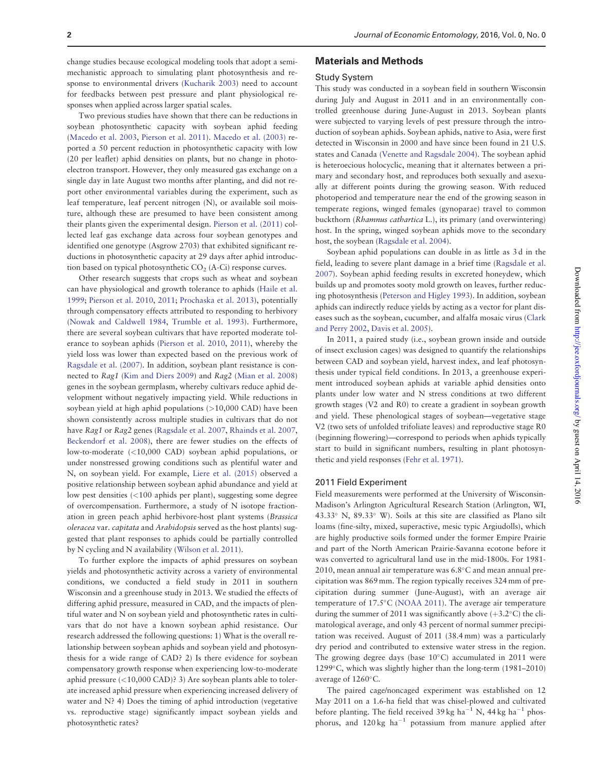change studies because ecological modeling tools that adopt a semi-mechanistic approach to simulating plant photosynthesis and response to environmental drivers (Kucharik 2003) need to account for feedbacks between pest pressure and plant physiological responses when applied across larger spatial scales.

Two previous studies have shown that there can be reductions in soybean photosynthetic capacity with soybean aphid feeding (Macedo et al. 2003, Pierson et al. 2011). Macedo et al. (2003) reported a 50 percent reduction in photosynthetic capacity with low (20 per leaflet) aphid densities on plants, but no change in photoelectron transport. However, they only measured gas exchange on a single day in late August two months after planting, and did not report other environmental variables during the experiment, such as leaf temperature, leaf percent nitrogen (N), or available soil moisture, although these are presumed to have been consistent among their plants given the experimental design. Pierson et al. (2011) collected leaf gas exchange data across four soybean genotypes and identified one genotype (Asgrow 2703) that exhibited significant reductions in photosynthetic capacity at 29 days after aphid introduction based on typical photosynthetic $CO_2$ (A-Ci) response curves.

Other research suggests that crops such as wheat and soybean can have physiological and growth tolerance to aphids (Haile et al. 1999; Pierson et al. 2010, 2011; Prochaska et al. 2013), potentially through compensatory effects attributed to responding to herbivory (Nowak and Caldwell 1984, Trumble et al. 1993). Furthermore, there are several soybean cultivars that have reported moderate tolerance to soybean aphids (Pierson et al. 2010, 2011), whereby the yield loss was lower than expected based on the previous work of Ragsdale et al. (2007). In addition, soybean plant resistance is connected to *Rag1* (Kim and Diers 2009) and *Rag2* (Mian et al. 2008) genes in the soybean germplasm, whereby cultivars reduce aphid development without negatively impacting yield. While reductions in soybean yield at high aphid populations (>10,000 CAD) have been shown consistently across multiple studies in cultivars that do not have *Rag1* or *Rag2* genes (Ragsdale et al. 2007, Rhainds et al. 2007, Beckendorf et al. 2008), there are fewer studies on the effects of low-to-moderate (<10,000 CAD) soybean aphid populations, or under nonstressed growing conditions such as plentiful water and N, on soybean yield. For example, Liere et al. (2015) observed a positive relationship between soybean aphid abundance and yield at low pest densities (<100 aphids per plant), suggesting some degree of overcompensation. Furthermore, a study of N isotope fractionation in green peach aphid herbivore-host plant systems (*Brassica oleracea* var. *capitata* and *Arabidopsis* served as the host plants) suggested that plant responses to aphids could be partially controlled by N cycling and N availability (Wilson et al. 2011).

To further explore the impacts of aphid pressures on soybean yields and photosynthetic activity across a variety of environmental conditions, we conducted a field study in 2011 in southern Wisconsin and a greenhouse study in 2013. We studied the effects of differing aphid pressure, measured in CAD, and the impacts of plentiful water and N on soybean yield and photosynthetic rates in cultivars that do not have a known soybean aphid resistance. Our research addressed the following questions: 1) What is the overall relationship between soybean aphids and soybean yield and photosynthesis for a wide range of CAD? 2) Is there evidence for soybean compensatory growth response when experiencing low-to-moderate aphid pressure (<10,000 CAD)? 3) Are soybean plants able to tolerate increased aphid pressure when experiencing increased delivery of water and N? 4) Does the timing of aphid introduction (vegetative vs. reproductive stage) significantly impact soybean yields and photosynthetic rates?

## Materials and Methods

### Study System

This study was conducted in a soybean field in southern Wisconsin during July and August in 2011 and in an environmentally controlled greenhouse during June-August in 2013. Soybean plants were subjected to varying levels of pest pressure through the introduction of soybean aphids. Soybean aphids, native to Asia, were first detected in Wisconsin in 2000 and have since been found in 21 U.S. states and Canada (Venette and Ragsdale 2004). The soybean aphid is heteroecious holocyclic, meaning that it alternates between a primary and secondary host, and reproduces both sexually and asexually at different points during the growing season. With reduced photoperiod and temperature near the end of the growing season in temperate regions, winged females (gynoparae) travel to common buckthorn (*Rhamnus cathartica* L.), its primary (and overwintering) host. In the spring, winged soybean aphids move to the secondary host, the soybean (Ragsdale et al. 2004).

Soybean aphid populations can double in as little as 3 d in the field, leading to severe plant damage in a brief time (Ragsdale et al. 2007). Soybean aphid feeding results in excreted honeydew, which builds up and promotes sooty mold growth on leaves, further reducing photosynthesis (Peterson and Higley 1993). In addition, soybean aphids can indirectly reduce yields by acting as a vector for plant diseases such as the soybean, cucumber, and alfalfa mosaic virus (Clark and Perry 2002, Davis et al. 2005).

In 2011, a paired study (i.e., soybean grown inside and outside of insect exclusion cages) was designed to quantify the relationships between CAD and soybean yield, harvest index, and leaf photosynthesis under typical field conditions. In 2013, a greenhouse experiment introduced soybean aphids at variable aphid densities onto plants under low water and N stress conditions at two different growth stages (V2 and R0) to create a gradient in soybean growth and yield. These phenological stages of soybean—vegetative stage V2 (two sets of unfolded trifoliate leaves) and reproductive stage R0 (beginning flowering)—correspond to periods when aphids typically start to build in significant numbers, resulting in plant photosynthetic and yield responses (Fehr et al. 1971).

### 2011 Field Experiment

Field measurements were performed at the University of Wisconsin-Madison's Arlington Agricultural Research Station (Arlington, WI, 43.33° N, 89.33° W). Soils at this site are classified as Plano silt loams (fine-silty, mixed, superactive, mesic typic Argiudolls), which are highly productive soils formed under the former Empire Prairie and part of the North American Prairie-Savanna ecotone before it was converted to agricultural land use in the mid-1800s. For 1981-2010, mean annual air temperature was 6.8°C and mean annual precipitation was 869 mm. The region typically receives 324 mm of precipitation during summer (June-August), with an average air temperature of 17.5°C (NOAA 2011). The average air temperature during the summer of 2011 was significantly above (+3.2°C) the climatological average, and only 43 percent of normal summer precipitation was received. August of 2011 (38.4 mm) was a particularly dry period and contributed to extensive water stress in the region. The growing degree days (base 10°C) accumulated in 2011 were 1299°C, which was slightly higher than the long-term (1981–2010) average of 1260°C.

The paired cage/noncaged experiment was established on 12 May 2011 on a 1.6-ha field that was chisel-plowed and cultivated before planting. The field received 39 kg $ha^{-1}$ N, 44 kg $ha^{-1}$ phosphorus, and 120 kg $ha^{-1}$ potassium from manure applied after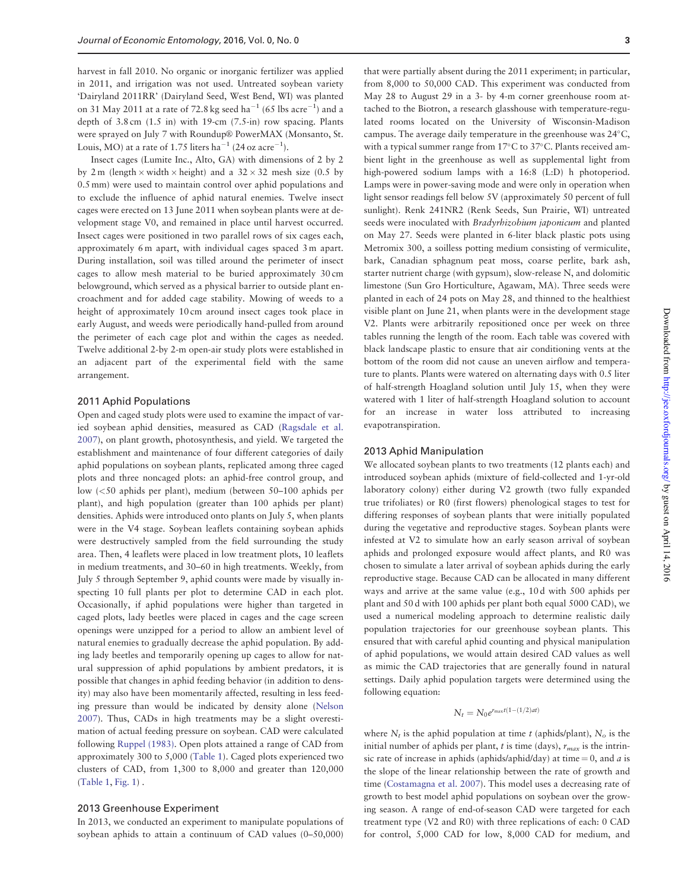harvest in fall 2010. No organic or inorganic fertilizer was applied in 2011, and irrigation was not used. Untreated soybean variety 'Dairyland 2011RR' (Dairyland Seed, West Bend, WI) was planted on 31 May 2011 at a rate of 72.8 kg seed $ha^{-1}$ (65 lbs $acre^{-1}$) and a depth of 3.8 cm (1.5 in) with 19-cm (7.5-in) row spacing. Plants were sprayed on July 7 with Roundup® PowerMAX (Monsanto, St. Louis, MO) at a rate of 1.75 liters $ha^{-1}$ (24 oz $acre^{-1}$).

Insect cages (Lumite Inc., Alto, GA) with dimensions of 2 by 2 by 2 m (length × width × height) and a 32 × 32 mesh size (0.5 by 0.5 mm) were used to maintain control over aphid populations and to exclude the influence of aphid natural enemies. Twelve insect cages were erected on 13 June 2011 when soybean plants were at development stage V0, and remained in place until harvest occurred. Insect cages were positioned in two parallel rows of six cages each, approximately 6 m apart, with individual cages spaced 3 m apart. During installation, soil was tilled around the perimeter of insect cages to allow mesh material to be buried approximately 30 cm belowground, which served as a physical barrier to outside plant encroachment and for added cage stability. Mowing of weeds to a height of approximately 10 cm around insect cages took place in early August, and weeds were periodically hand-pulled from around the perimeter of each cage plot and within the cages as needed. Twelve additional 2-by 2-m open-air study plots were established in an adjacent part of the experimental field with the same arrangement.

## 2011 Aphid Populations

Open and caged study plots were used to examine the impact of varied soybean aphid densities, measured as CAD (Ragsdale et al. 2007), on plant growth, photosynthesis, and yield. We targeted the establishment and maintenance of four different categories of daily aphid populations on soybean plants, replicated among three caged plots and three noncaged plots: an aphid-free control group, and low (<50 aphids per plant), medium (between 50–100 aphids per plant), and high population (greater than 100 aphids per plant) densities. Aphids were introduced onto plants on July 5, when plants were in the V4 stage. Soybean leaflets containing soybean aphids were destructively sampled from the field surrounding the study area. Then, 4 leaflets were placed in low treatment plots, 10 leaflets in medium treatments, and 30–60 in high treatments. Weekly, from July 5 through September 9, aphid counts were made by visually inspecting 10 full plants per plot to determine CAD in each plot. Occasionally, if aphid populations were higher than targeted in caged plots, lady beetles were placed in cages and the cage screen openings were unzipped for a period to allow an ambient level of natural enemies to gradually decrease the aphid population. By adding lady beetles and temporarily opening up cages to allow for natural suppression of aphid populations by ambient predators, it is possible that changes in aphid feeding behavior (in addition to density) may also have been momentarily affected, resulting in less feeding pressure than would be indicated by density alone (Nelson 2007). Thus, CADs in high treatments may be a slight overestimation of actual feeding pressure on soybean. CAD were calculated following Ruppel (1983). Open plots attained a range of CAD from approximately 300 to 5,000 (Table 1). Caged plots experienced two clusters of CAD, from 1,300 to 8,000 and greater than 120,000 (Table 1, Fig. 1) .

## 2013 Greenhouse Experiment

In 2013, we conducted an experiment to manipulate populations of soybean aphids to attain a continuum of CAD values (0–50,000) that were partially absent during the 2011 experiment; in particular, from 8,000 to 50,000 CAD. This experiment was conducted from May 28 to August 29 in a 3- by 4-m corner greenhouse room attached to the Biotron, a research glasshouse with temperature-regulated rooms located on the University of Wisconsin-Madison campus. The average daily temperature in the greenhouse was 24°C, with a typical summer range from 17°C to 37°C. Plants received ambient light in the greenhouse as well as supplemental light from high-powered sodium lamps with a 16:8 (L:D) h photoperiod. Lamps were in power-saving mode and were only in operation when light sensor readings fell below 5V (approximately 50 percent of full sunlight). Renk 241NR2 (Renk Seeds, Sun Prairie, WI) untreated seeds were inoculated with *Bradyrhizobium japonicum* and planted on May 27. Seeds were planted in 6-liter black plastic pots using Metromix 300, a soilless potting medium consisting of vermiculite, bark, Canadian sphagnum peat moss, coarse perlite, bark ash, starter nutrient charge (with gypsum), slow-release N, and dolomitic limestone (Sun Gro Horticulture, Agawam, MA). Three seeds were planted in each of 24 pots on May 28, and thinned to the healthiest visible plant on June 21, when plants were in the development stage V2. Plants were arbitrarily repositioned once per week on three tables running the length of the room. Each table was covered with black landscape plastic to ensure that air conditioning vents at the bottom of the room did not cause an uneven airflow and temperature to plants. Plants were watered on alternating days with 0.5 liter of half-strength Hoagland solution until July 15, when they were watered with 1 liter of half-strength Hoagland solution to account for an increase in water loss attributed to increasing evapotranspiration.

## 2013 Aphid Manipulation

We allocated soybean plants to two treatments (12 plants each) and introduced soybean aphids (mixture of field-collected and 1-yr-old laboratory colony) either during V2 growth (two fully expanded true trifoliates) or R0 (first flowers) phenological stages to test for differing responses of soybean plants that were initially populated during the vegetative and reproductive stages. Soybean plants were infested at V2 to simulate how an early season arrival of soybean aphids and prolonged exposure would affect plants, and R0 was chosen to simulate a later arrival of soybean aphids during the early reproductive stage. Because CAD can be allocated in many different ways and arrive at the same value (e.g., 10 d with 500 aphids per plant and 50 d with 100 aphids per plant both equal 5000 CAD), we used a numerical modeling approach to determine realistic daily population trajectories for our greenhouse soybean plants. This ensured that with careful aphid counting and physical manipulation of aphid populations, we would attain desired CAD values as well as mimic the CAD trajectories that are generally found in natural settings. Daily aphid population targets were determined using the following equation:

$$N_t = N_0 e^{r_{\max} t(1-(1/2)at)}$$

where $N_t$ is the aphid population at time $t$ (aphids/plant), $N_o$ is the initial number of aphids per plant, $t$ is time (days), $r_{max}$ is the intrinsic rate of increase in aphids (aphids/aphid/day) at time = 0, and $a$ is the slope of the linear relationship between the rate of growth and time (Costamagna et al. 2007). This model uses a decreasing rate of growth to best model aphid populations on soybean over the growing season. A range of end-of-season CAD were targeted for each treatment type (V2 and R0) with three replications of each: 0 CAD for control, 5,000 CAD for low, 8,000 CAD for medium, and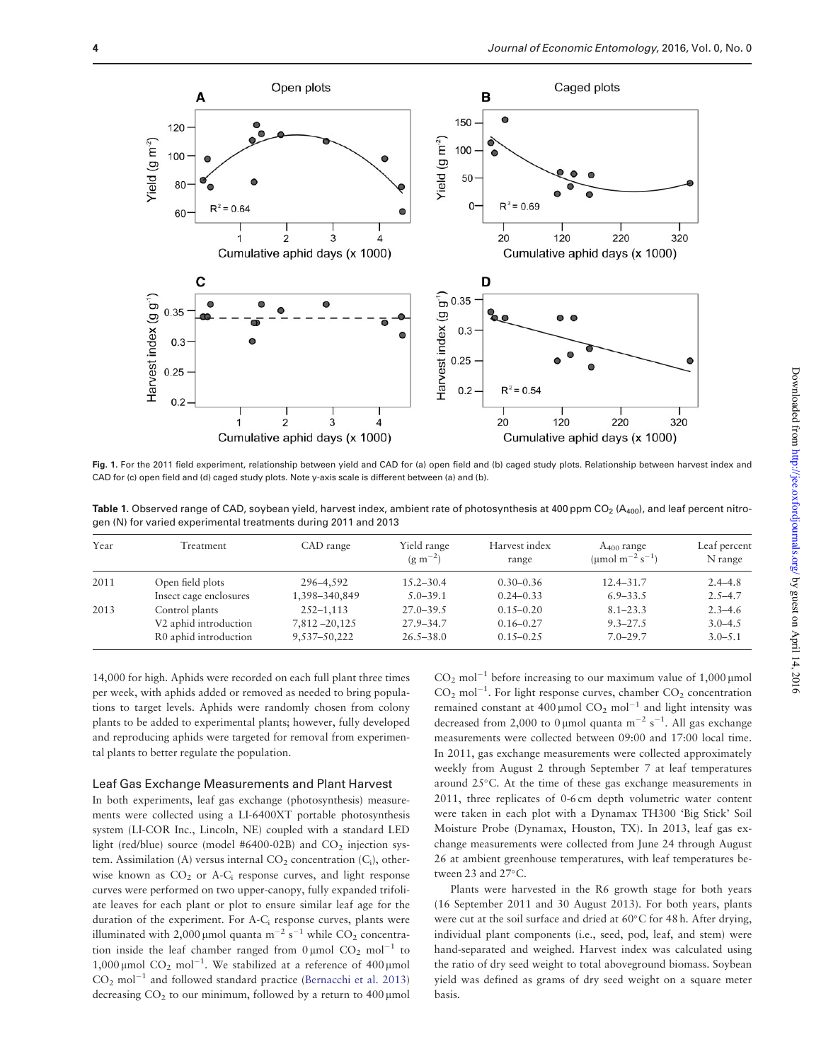Fig. 1. For the 2011 field experiment, relationship between yield and CAD for (a) open field and (b) caged study plots. Relationship between harvest index and CAD for (c) open field and (d) caged study plots. Note y-axis scale is different between (a) and (b).

Table 1. Observed range of CAD, soybean yield, harvest index, ambient rate of photosynthesis at 400 ppm $CO_2$ ($A_{400}$), and leaf percent nitrogen (N) for varied experimental treatments during 2011 and 2013

| Year | Treatment | CAD range | Yield range ($g\ m^{-2}$) | Harvest index range | $A_{400}$ range ($\mu mol\ m^{-2}\ s^{-1}$) | Leaf percent N range |
|---|---|---|---|---|---|---|
| 2011 | Open field plots | 296–4,592 | 15.2–30.4 | 0.30–0.36 | 12.4–31.7 | 2.4–4.8 |
| | Insect cage enclosures | 1,398–340,849 | 5.0–39.1 | 0.24–0.33 | 6.9–33.5 | 2.5–4.7 |
| 2013 | Control plants | 252–1,113 | 27.0–39.5 | 0.15–0.20 | 8.1–23.3 | 2.3–4.6 |
| | V2 aphid introduction | 7,812 –20,125 | 27.9–34.7 | 0.16–0.27 | 9.3–27.5 | 3.0–4.5 |
| | R0 aphid introduction | 9,537–50,222 | 26.5–38.0 | 0.15–0.25 | 7.0–29.7 | 3.0–5.1 |

14,000 for high. Aphids were recorded on each full plant three times per week, with aphids added or removed as needed to bring populations to target levels. Aphids were randomly chosen from colony plants to be added to experimental plants; however, fully developed and reproducing aphids were targeted for removal from experimental plants to better regulate the population.

### Leaf Gas Exchange Measurements and Plant Harvest

In both experiments, leaf gas exchange (photosynthesis) measurements were collected using a LI-6400XT portable photosynthesis system (LI-COR Inc., Lincoln, NE) coupled with a standard LED light (red/blue) source (model #6400-02B) and $CO_2$ injection system. Assimilation (A) versus internal $CO_2$ concentration ($C_i$), otherwise known as $CO_2$ or A-$C_i$ response curves, and light response curves were performed on two upper-canopy, fully expanded trifoliate leaves for each plant or plot to ensure similar leaf age for the duration of the experiment. For A-$C_i$ response curves, plants were illuminated with 2,000 $\mu$mol quanta $m^{-2}\ s^{-1}$ while $CO_2$ concentration inside the leaf chamber ranged from 0 $\mu$mol $CO_2$ $mol^{-1}$ to 1,000 $\mu$mol $CO_2$ $mol^{-1}$. We stabilized at a reference of 400 $\mu$mol $CO_2$ $mol^{-1}$ and followed standard practice (Bernacchi et al. 2013) decreasing $CO_2$ to our minimum, followed by a return to 400 $\mu$mol $CO_2$ $mol^{-1}$ before increasing to our maximum value of 1,000 $\mu$mol $CO_2$ $mol^{-1}$. For light response curves, chamber $CO_2$ concentration remained constant at 400 $\mu$mol $CO_2$ $mol^{-1}$ and light intensity was decreased from 2,000 to 0 $\mu$mol quanta $m^{-2}\ s^{-1}$. All gas exchange measurements were collected between 09:00 and 17:00 local time. In 2011, gas exchange measurements were collected approximately weekly from August 2 through September 7 at leaf temperatures around 25°C. At the time of these gas exchange measurements in 2011, three replicates of 0-6 cm depth volumetric water content were taken in each plot with a Dynamax TH300 'Big Stick' Soil Moisture Probe (Dynamax, Houston, TX). In 2013, leaf gas exchange measurements were collected from June 24 through August 26 at ambient greenhouse temperatures, with leaf temperatures between 23 and 27°C.

Plants were harvested in the R6 growth stage for both years (16 September 2011 and 30 August 2013). For both years, plants were cut at the soil surface and dried at 60°C for 48 h. After drying, individual plant components (i.e., seed, pod, leaf, and stem) were hand-separated and weighed. Harvest index was calculated using the ratio of dry seed weight to total aboveground biomass. Soybean yield was defined as grams of dry seed weight on a square meter basis.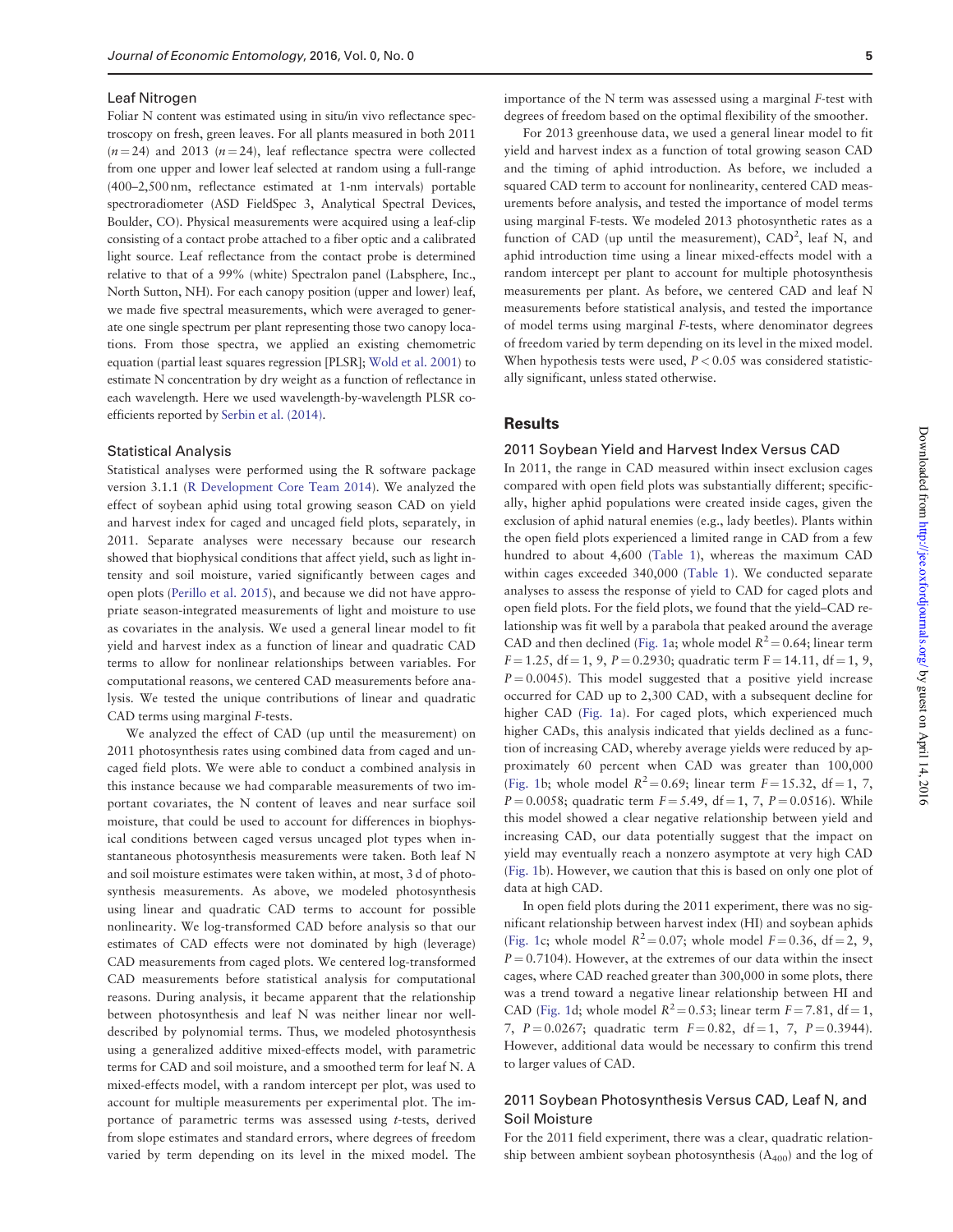### Leaf Nitrogen

Foliar N content was estimated using in situ/in vivo reflectance spectroscopy on fresh, green leaves. For all plants measured in both 2011 ($n = 24$) and 2013 ($n = 24$), leaf reflectance spectra were collected from one upper and lower leaf selected at random using a full-range (400–2,500 nm, reflectance estimated at 1-nm intervals) portable spectroradiometer (ASD FieldSpec 3, Analytical Spectral Devices, Boulder, CO). Physical measurements were acquired using a leaf-clip consisting of a contact probe attached to a fiber optic and a calibrated light source. Leaf reflectance from the contact probe is determined relative to that of a 99% (white) Spectralon panel (Labsphere, Inc., North Sutton, NH). For each canopy position (upper and lower) leaf, we made five spectral measurements, which were averaged to generate one single spectrum per plant representing those two canopy locations. From those spectra, we applied an existing chemometric equation (partial least squares regression [PLSR]; Wold et al. 2001) to estimate N concentration by dry weight as a function of reflectance in each wavelength. Here we used wavelength-by-wavelength PLSR coefficients reported by Serbin et al. (2014).

### Statistical Analysis

Statistical analyses were performed using the R software package version 3.1.1 (R Development Core Team 2014). We analyzed the effect of soybean aphid using total growing season CAD on yield and harvest index for caged and uncaged field plots, separately, in 2011. Separate analyses were necessary because our research showed that biophysical conditions that affect yield, such as light intensity and soil moisture, varied significantly between cages and open plots (Perillo et al. 2015), and because we did not have appropriate season-integrated measurements of light and moisture to use as covariates in the analysis. We used a general linear model to fit yield and harvest index as a function of linear and quadratic CAD terms to allow for nonlinear relationships between variables. For computational reasons, we centered CAD measurements before analysis. We tested the unique contributions of linear and quadratic CAD terms using marginal *F*-tests.

We analyzed the effect of CAD (up until the measurement) on 2011 photosynthesis rates using combined data from caged and uncaged field plots. We were able to conduct a combined analysis in this instance because we had comparable measurements of two important covariates, the N content of leaves and near surface soil moisture, that could be used to account for differences in biophysical conditions between caged versus uncaged plot types when instantaneous photosynthesis measurements were taken. Both leaf N and soil moisture estimates were taken within, at most, 3 d of photosynthesis measurements. As above, we modeled photosynthesis using linear and quadratic CAD terms to account for possible nonlinearity. We log-transformed CAD before analysis so that our estimates of CAD effects were not dominated by high (leverage) CAD measurements from caged plots. We centered log-transformed CAD measurements before statistical analysis for computational reasons. During analysis, it became apparent that the relationship between photosynthesis and leaf N was neither linear nor well-described by polynomial terms. Thus, we modeled photosynthesis using a generalized additive mixed-effects model, with parametric terms for CAD and soil moisture, and a smoothed term for leaf N. A mixed-effects model, with a random intercept per plot, was used to account for multiple measurements per experimental plot. The importance of parametric terms was assessed using *t*-tests, derived from slope estimates and standard errors, where degrees of freedom varied by term depending on its level in the mixed model. The importance of the N term was assessed using a marginal *F*-test with degrees of freedom based on the optimal flexibility of the smoother.

For 2013 greenhouse data, we used a general linear model to fit yield and harvest index as a function of total growing season CAD and the timing of aphid introduction. As before, we included a squared CAD term to account for nonlinearity, centered CAD measurements before analysis, and tested the importance of model terms using marginal F-tests. We modeled 2013 photosynthetic rates as a function of CAD (up until the measurement), $CAD^2$, leaf N, and aphid introduction time using a linear mixed-effects model with a random intercept per plant to account for multiple photosynthesis measurements per plant. As before, we centered CAD and leaf N measurements before statistical analysis, and tested the importance of model terms using marginal *F*-tests, where denominator degrees of freedom varied by term depending on its level in the mixed model. When hypothesis tests were used, $P < 0.05$ was considered statistically significant, unless stated otherwise.

## Results

### 2011 Soybean Yield and Harvest Index Versus CAD

In 2011, the range in CAD measured within insect exclusion cages compared with open field plots was substantially different; specifically, higher aphid populations were created inside cages, given the exclusion of aphid natural enemies (e.g., lady beetles). Plants within the open field plots experienced a limited range in CAD from a few hundred to about 4,600 (Table 1), whereas the maximum CAD within cages exceeded 340,000 (Table 1). We conducted separate analyses to assess the response of yield to CAD for caged plots and open field plots. For the field plots, we found that the yield–CAD relationship was fit well by a parabola that peaked around the average CAD and then declined (Fig. 1a; whole model $R^2 = 0.64$; linear term $F = 1.25$, df = 1, 9, $P = 0.2930$; quadratic term $F = 14.11$, df = 1, 9, $P = 0.0045$). This model suggested that a positive yield increase occurred for CAD up to 2,300 CAD, with a subsequent decline for higher CAD (Fig. 1a). For caged plots, which experienced much higher CADs, this analysis indicated that yields declined as a function of increasing CAD, whereby average yields were reduced by approximately 60 percent when CAD was greater than 100,000 (Fig. 1b; whole model $R^2 = 0.69$; linear term $F = 15.32$, df = 1, 7, $P = 0.0058$; quadratic term $F = 5.49$, df = 1, 7, $P = 0.0516$). While this model showed a clear negative relationship between yield and increasing CAD, our data potentially suggest that the impact on yield may eventually reach a nonzero asymptote at very high CAD (Fig. 1b). However, we caution that this is based on only one plot of data at high CAD.

In open field plots during the 2011 experiment, there was no significant relationship between harvest index (HI) and soybean aphids (Fig. 1c; whole model $R^2 = 0.07$; whole model $F = 0.36$, df = 2, 9, $P = 0.7104$). However, at the extremes of our data within the insect cages, where CAD reached greater than 300,000 in some plots, there was a trend toward a negative linear relationship between HI and CAD (Fig. 1d; whole model $R^2 = 0.53$; linear term $F = 7.81$, df = 1, 7, $P = 0.0267$; quadratic term $F = 0.82$, df = 1, 7, $P = 0.3944$). However, additional data would be necessary to confirm this trend to larger values of CAD.

### 2011 Soybean Photosynthesis Versus CAD, Leaf N, and Soil Moisture

For the 2011 field experiment, there was a clear, quadratic relationship between ambient soybean photosynthesis ($A_{400}$) and the log of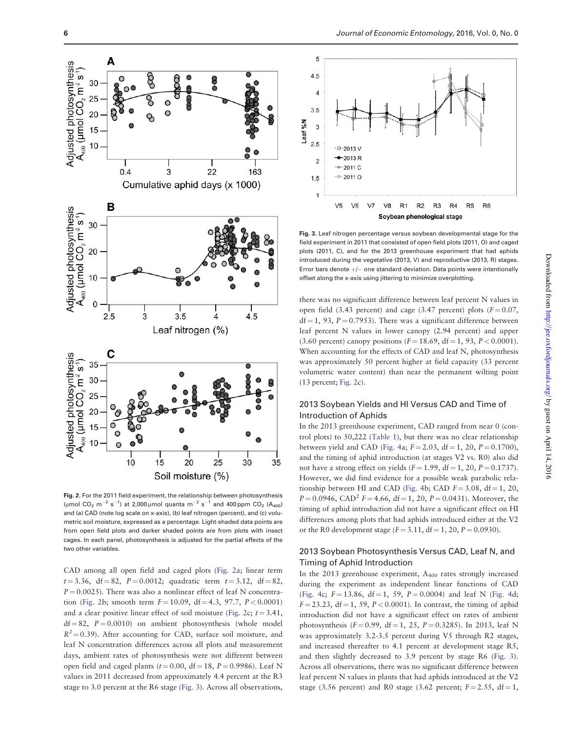Fig. 2. For the 2011 field experiment, the relationship between photosynthesis ($\mu$mol $CO_2$ $m^{-2}$ $s^{-1}$) at 2,000 $\mu$mol quanta $m^{-2}$ $s^{-1}$ and 400 ppm $CO_2$ ($A_{400}$) and (a) CAD (note log scale on x-axis), (b) leaf nitrogen (percent), and (c) volumetric soil moisture, expressed as a percentage. Light-shaded data points are from open field plots and darker shaded points are from plots with insect cages. In each panel, photosynthesis is adjusted for the partial effects of the two other variables.

CAD among all open field and caged plots (Fig. 2a; linear term $t = 3.36$, $df = 82$, $P = 0.0012$; quadratic term $t = 3.12$, $df = 82$, $P = 0.0025$). There was also a nonlinear effect of leaf N concentration (Fig. 2b; smooth term $F = 10.09$, $df = 4.3$, 97.7, $P < 0.0001$) and a clear positive linear effect of soil moisture (Fig. 2c; $t = 3.41$, $df = 82$, $P = 0.0010$) on ambient photosynthesis (whole model $R^2 = 0.39$). After accounting for CAD, surface soil moisture, and leaf N concentration differences across all plots and measurement days, ambient rates of photosynthesis were not different between open field and caged plants ($t = 0.00$, $df = 18$, $P = 0.9986$). Leaf N values in 2011 decreased from approximately 4.4 percent at the R3 stage to 3.0 percent at the R6 stage (Fig. 3). Across all observations, there was no significant difference between leaf percent N values in open field (3.43 percent) and cage (3.47 percent) plots ($F = 0.07$, $df = 1$, 93, $P = 0.7953$). There was a significant difference between leaf percent N values in lower canopy (2.94 percent) and upper (3.60 percent) canopy positions ($F = 18.69$, $df = 1$, 93, $P < 0.0001$). When accounting for the effects of CAD and leaf N, photosynthesis was approximately 50 percent higher at field capacity (33 percent volumetric water content) than near the permanent wilting point (13 percent; Fig. 2c).

Fig. 3. Leaf nitrogen percentage versus soybean developmental stage for the field experiment in 2011 that consisted of open field plots (2011, O) and caged plots (2011, C), and for the 2013 greenhouse experiment that had aphids introduced during the vegetative (2013, V) and reproductive (2013, R) stages. Error bars denote +/− one standard deviation. Data points were intentionally offset along the x-axis using jittering to minimize overplotting.

## 2013 Soybean Yields and HI Versus CAD and Time of Introduction of Aphids

In the 2013 greenhouse experiment, CAD ranged from near 0 (control plots) to 50,222 (Table 1), but there was no clear relationship between yield and CAD (Fig. 4a; $F = 2.03$, $df = 1$, 20, $P = 0.1700$), and the timing of aphid introduction (at stages V2 vs. R0) also did not have a strong effect on yields ($F = 1.99$, $df = 1$, 20, $P = 0.1737$). However, we did find evidence for a possible weak parabolic relationship between HI and CAD (Fig. 4b; CAD $F = 3.08$, $df = 1$, 20, $P = 0.0946$, $CAD^2$ $F = 4.66$, $df = 1$, 20, $P = 0.0431$). Moreover, the timing of aphid introduction did not have a significant effect on HI differences among plots that had aphids introduced either at the V2 or the R0 development stage ($F = 3.11$, $df = 1$, 20, $P = 0.0930$).

## 2013 Soybean Photosynthesis Versus CAD, Leaf N, and Timing of Aphid Introduction

In the 2013 greenhouse experiment, $A_{400}$ rates strongly increased during the experiment as independent linear functions of CAD (Fig. 4c; $F = 13.86$, $df = 1$, 59, $P = 0.0004$) and leaf N (Fig. 4d; $F = 23.23$, $df = 1$, 59, $P < 0.0001$). In contrast, the timing of aphid introduction did not have a significant effect on rates of ambient photosynthesis ($F = 0.99$, $df = 1$, 25, $P = 0.3285$). In 2013, leaf N was approximately 3.2-3.5 percent during V5 through R2 stages, and increased thereafter to 4.1 percent at development stage R5, and then slightly decreased to 3.9 percent by stage R6 (Fig. 3). Across all observations, there was no significant difference between leaf percent N values in plants that had aphids introduced at the V2 stage (3.56 percent) and R0 stage (3.62 percent; $F = 2.55$, $df = 1$,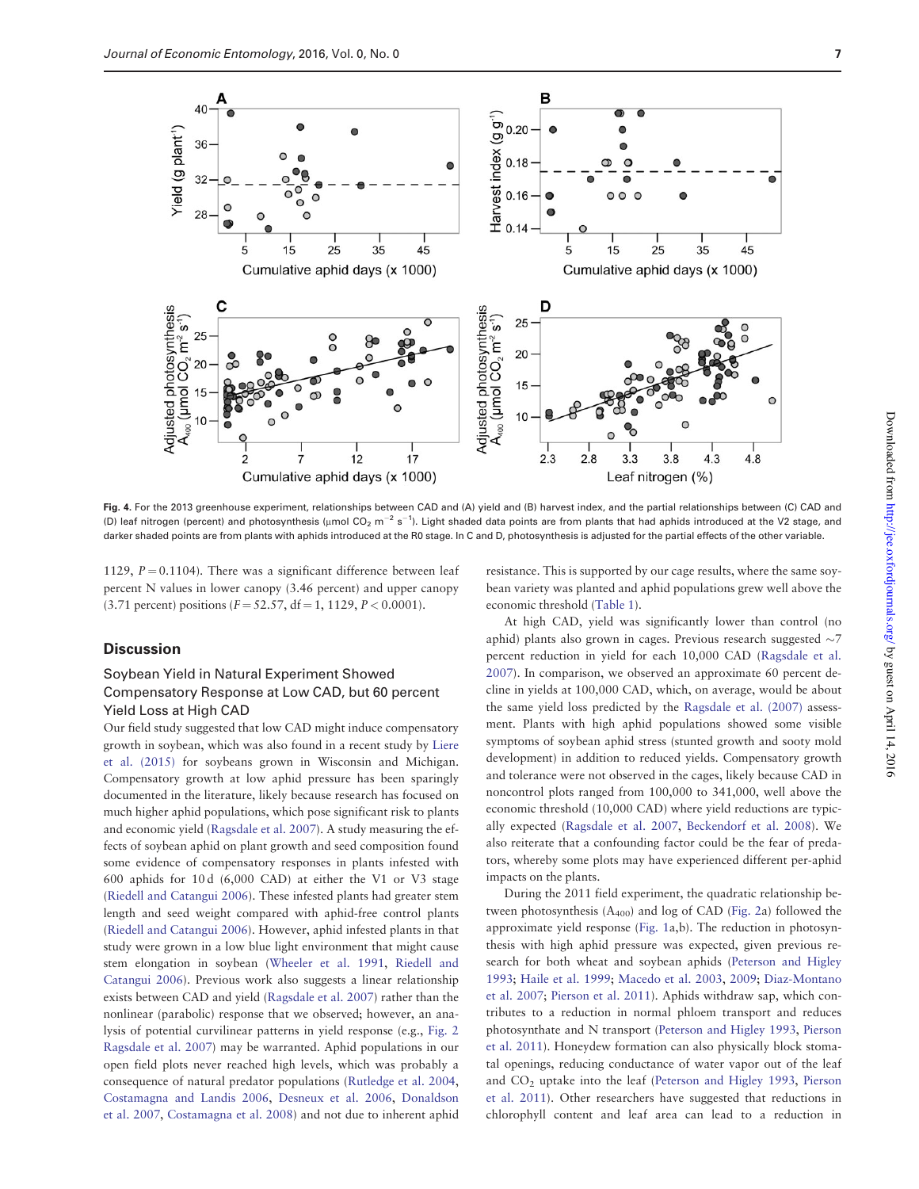**Fig. 4.** For the 2013 greenhouse experiment, relationships between CAD and (A) yield and (B) harvest index, and the partial relationships between (C) CAD and (D) leaf nitrogen (percent) and photosynthesis (μmol $CO_2$ $m^{-2}$ $s^{-1}$). Light shaded data points are from plants that had aphids introduced at the V2 stage, and darker shaded points are from plants with aphids introduced at the R0 stage. In C and D, photosynthesis is adjusted for the partial effects of the other variable.

1129, $P = 0.1104$). There was a significant difference between leaf percent N values in lower canopy (3.46 percent) and upper canopy (3.71 percent) positions ($F = 52.57$, df = 1, 1129, $P < 0.0001$).

## Discussion

### Soybean Yield in Natural Experiment Showed Compensatory Response at Low CAD, but 60 percent Yield Loss at High CAD

Our field study suggested that low CAD might induce compensatory growth in soybean, which was also found in a recent study by Liere et al. (2015) for soybeans grown in Wisconsin and Michigan. Compensatory growth at low aphid pressure has been sparingly documented in the literature, likely because research has focused on much higher aphid populations, which pose significant risk to plants and economic yield (Ragsdale et al. 2007). A study measuring the effects of soybean aphid on plant growth and seed composition found some evidence of compensatory responses in plants infested with 600 aphids for 10 d (6,000 CAD) at either the V1 or V3 stage (Riedell and Catangui 2006). These infested plants had greater stem length and seed weight compared with aphid-free control plants (Riedell and Catangui 2006). However, aphid infested plants in that study were grown in a low blue light environment that might cause stem elongation in soybean (Wheeler et al. 1991, Riedell and Catangui 2006). Previous work also suggests a linear relationship exists between CAD and yield (Ragsdale et al. 2007) rather than the nonlinear (parabolic) response that we observed; however, an analysis of potential curvilinear patterns in yield response (e.g., Fig. 2 Ragsdale et al. 2007) may be warranted. Aphid populations in our open field plots never reached high levels, which was probably a consequence of natural predator populations (Rutledge et al. 2004, Costamagna and Landis 2006, Desneux et al. 2006, Donaldson et al. 2007, Costamagna et al. 2008) and not due to inherent aphid resistance. This is supported by our cage results, where the same soybean variety was planted and aphid populations grew well above the economic threshold (Table 1).

At high CAD, yield was significantly lower than control (no aphid) plants also grown in cages. Previous research suggested ~7 percent reduction in yield for each 10,000 CAD (Ragsdale et al. 2007). In comparison, we observed an approximate 60 percent decline in yields at 100,000 CAD, which, on average, would be about the same yield loss predicted by the Ragsdale et al. (2007) assessment. Plants with high aphid populations showed some visible symptoms of soybean aphid stress (stunted growth and sooty mold development) in addition to reduced yields. Compensatory growth and tolerance were not observed in the cages, likely because CAD in noncontrol plots ranged from 100,000 to 341,000, well above the economic threshold (10,000 CAD) where yield reductions are typically expected (Ragsdale et al. 2007, Beckendorf et al. 2008). We also reiterate that a confounding factor could be the fear of predators, whereby some plots may have experienced different per-aphid impacts on the plants.

During the 2011 field experiment, the quadratic relationship between photosynthesis ($A_{400}$) and log of CAD (Fig. 2a) followed the approximate yield response (Fig. 1a,b). The reduction in photosynthesis with high aphid pressure was expected, given previous research for both wheat and soybean aphids (Peterson and Higley 1993; Haile et al. 1999; Macedo et al. 2003, 2009; Diaz-Montano et al. 2007; Pierson et al. 2011). Aphids withdraw sap, which contributes to a reduction in normal phloem transport and reduces photosynthate and N transport (Peterson and Higley 1993, Pierson et al. 2011). Honeydew formation can also physically block stomatal openings, reducing conductance of water vapor out of the leaf and $CO_2$ uptake into the leaf (Peterson and Higley 1993, Pierson et al. 2011). Other researchers have suggested that reductions in chlorophyll content and leaf area can lead to a reduction in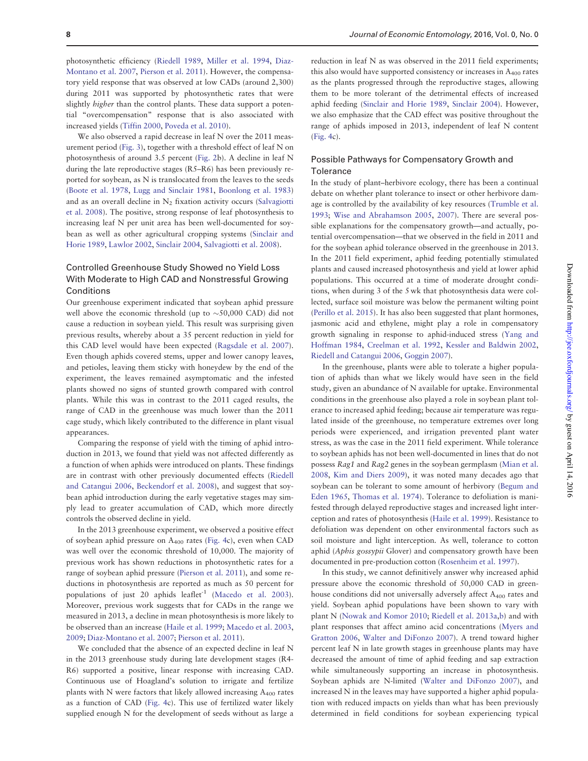photosynthetic efficiency (Riedell 1989, Miller et al. 1994, Diaz-Montano et al. 2007, Pierson et al. 2011). However, the compensatory yield response that was observed at low CADs (around 2,300) during 2011 was supported by photosynthetic rates that were slightly *higher* than the control plants. These data support a potential "overcompensation" response that is also associated with increased yields (Tiffin 2000, Poveda et al. 2010).

We also observed a rapid decrease in leaf N over the 2011 measurement period (Fig. 3), together with a threshold effect of leaf N on photosynthesis of around 3.5 percent (Fig. 2b). A decline in leaf N during the late reproductive stages (R5–R6) has been previously reported for soybean, as N is translocated from the leaves to the seeds (Boote et al. 1978, Lugg and Sinclair 1981, Boonlong et al. 1983) and as an overall decline in $N_2$ fixation activity occurs (Salvagiotti et al. 2008). The positive, strong response of leaf photosynthesis to increasing leaf N per unit area has been well-documented for soybean as well as other agricultural cropping systems (Sinclair and Horie 1989, Lawlor 2002, Sinclair 2004, Salvagiotti et al. 2008).

### Controlled Greenhouse Study Showed no Yield Loss With Moderate to High CAD and Nonstressful Growing Conditions

Our greenhouse experiment indicated that soybean aphid pressure well above the economic threshold (up to ~50,000 CAD) did not cause a reduction in soybean yield. This result was surprising given previous results, whereby about a 35 percent reduction in yield for this CAD level would have been expected (Ragsdale et al. 2007). Even though aphids covered stems, upper and lower canopy leaves, and petioles, leaving them sticky with honeydew by the end of the experiment, the leaves remained asymptomatic and the infested plants showed no signs of stunted growth compared with control plants. While this was in contrast to the 2011 caged results, the range of CAD in the greenhouse was much lower than the 2011 cage study, which likely contributed to the difference in plant visual appearances.

Comparing the response of yield with the timing of aphid introduction in 2013, we found that yield was not affected differently as a function of when aphids were introduced on plants. These findings are in contrast with other previously documented effects (Riedell and Catangui 2006, Beckendorf et al. 2008), and suggest that soybean aphid introduction during the early vegetative stages may simply lead to greater accumulation of CAD, which more directly controls the observed decline in yield.

In the 2013 greenhouse experiment, we observed a positive effect of soybean aphid pressure on $A_{400}$ rates (Fig. 4c), even when CAD was well over the economic threshold of 10,000. The majority of previous work has shown reductions in photosynthetic rates for a range of soybean aphid pressure (Pierson et al. 2011), and some reductions in photosynthesis are reported as much as 50 percent for populations of just 20 aphids leaflet$^{-1}$ (Macedo et al. 2003). Moreover, previous work suggests that for CADs in the range we measured in 2013, a decline in mean photosynthesis is more likely to be observed than an increase (Haile et al. 1999; Macedo et al. 2003, 2009; Diaz-Montano et al. 2007; Pierson et al. 2011).

We concluded that the absence of an expected decline in leaf N in the 2013 greenhouse study during late development stages (R4-R6) supported a positive, linear response with increasing CAD. Continuous use of Hoagland's solution to irrigate and fertilize plants with N were factors that likely allowed increasing $A_{400}$ rates as a function of CAD (Fig. 4c). This use of fertilized water likely supplied enough N for the development of seeds without as large a reduction in leaf N as was observed in the 2011 field experiments; this also would have supported consistency or increases in $A_{400}$ rates as the plants progressed through the reproductive stages, allowing them to be more tolerant of the detrimental effects of increased aphid feeding (Sinclair and Horie 1989, Sinclair 2004). However, we also emphasize that the CAD effect was positive throughout the range of aphids imposed in 2013, independent of leaf N content (Fig. 4c).

### Possible Pathways for Compensatory Growth and Tolerance

In the study of plant–herbivore ecology, there has been a continual debate on whether plant tolerance to insect or other herbivore damage is controlled by the availability of key resources (Trumble et al. 1993; Wise and Abrahamson 2005, 2007). There are several possible explanations for the compensatory growth—and actually, potential overcompensation—that we observed in the field in 2011 and for the soybean aphid tolerance observed in the greenhouse in 2013. In the 2011 field experiment, aphid feeding potentially stimulated plants and caused increased photosynthesis and yield at lower aphid populations. This occurred at a time of moderate drought conditions, when during 3 of the 5 wk that photosynthesis data were collected, surface soil moisture was below the permanent wilting point (Perillo et al. 2015). It has also been suggested that plant hormones, jasmonic acid and ethylene, might play a role in compensatory growth signaling in response to aphid-induced stress (Yang and Hoffman 1984, Creelman et al. 1992, Kessler and Baldwin 2002, Riedell and Catangui 2006, Goggin 2007).

In the greenhouse, plants were able to tolerate a higher population of aphids than what we likely would have seen in the field study, given an abundance of N available for uptake. Environmental conditions in the greenhouse also played a role in soybean plant tolerance to increased aphid feeding; because air temperature was regulated inside of the greenhouse, no temperature extremes over long periods were experienced, and irrigation prevented plant water stress, as was the case in the 2011 field experiment. While tolerance to soybean aphids has not been well-documented in lines that do not possess *Rag1* and *Rag2* genes in the soybean germplasm (Mian et al. 2008, Kim and Diers 2009), it was noted many decades ago that soybean can be tolerant to some amount of herbivory (Begum and Eden 1965, Thomas et al. 1974). Tolerance to defoliation is manifested through delayed reproductive stages and increased light interception and rates of photosynthesis (Haile et al. 1999). Resistance to defoliation was dependent on other environmental factors such as soil moisture and light interception. As well, tolerance to cotton aphid (*Aphis gossypii* Glover) and compensatory growth have been documented in pre-production cotton (Rosenheim et al. 1997).

In this study, we cannot definitively answer why increased aphid pressure above the economic threshold of 50,000 CAD in greenhouse conditions did not universally adversely affect $A_{400}$ rates and yield. Soybean aphid populations have been shown to vary with plant N (Nowak and Komor 2010; Riedell et al. 2013a,b) and with plant responses that affect amino acid concentrations (Myers and Gratton 2006, Walter and DiFonzo 2007). A trend toward higher percent leaf N in late growth stages in greenhouse plants may have decreased the amount of time of aphid feeding and sap extraction while simultaneously supporting an increase in photosynthesis. Soybean aphids are N-limited (Walter and DiFonzo 2007), and increased N in the leaves may have supported a higher aphid population with reduced impacts on yields than what has been previously determined in field conditions for soybean experiencing typical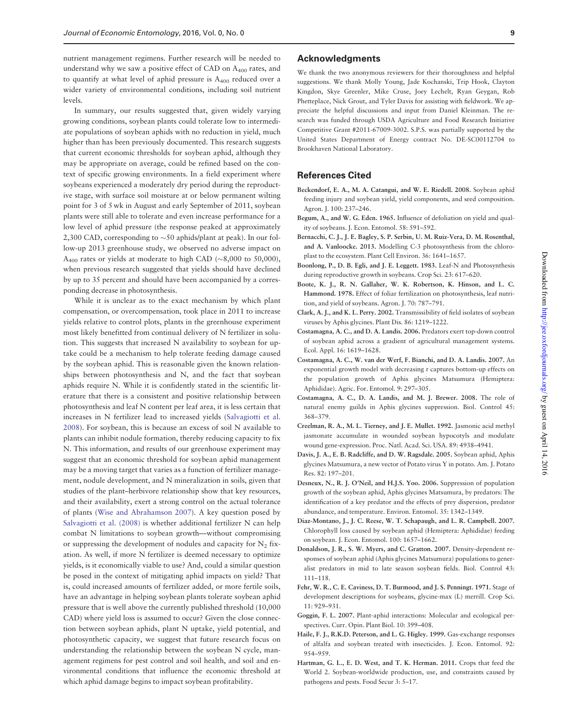nutrient management regimens. Further research will be needed to understand why we saw a positive effect of CAD on $A_{400}$ rates, and to quantify at what level of aphid pressure is $A_{400}$ reduced over a wider variety of environmental conditions, including soil nutrient levels.

In summary, our results suggested that, given widely varying growing conditions, soybean plants could tolerate low to intermediate populations of soybean aphids with no reduction in yield, much higher than has been previously documented. This research suggests that current economic thresholds for soybean aphid, although they may be appropriate on average, could be refined based on the context of specific growing environments. In a field experiment where soybeans experienced a moderately dry period during the reproductive stage, with surface soil moisture at or below permanent wilting point for 3 of 5 wk in August and early September of 2011, soybean plants were still able to tolerate and even increase performance for a low level of aphid pressure (the response peaked at approximately 2,300 CAD, corresponding to ~50 aphids/plant at peak). In our follow-up 2013 greenhouse study, we observed no adverse impact on $A_{400}$ rates or yields at moderate to high CAD (~8,000 to 50,000), when previous research suggested that yields should have declined by up to 35 percent and should have been accompanied by a corresponding decrease in photosynthesis.

While it is unclear as to the exact mechanism by which plant compensation, or overcompensation, took place in 2011 to increase yields relative to control plots, plants in the greenhouse experiment most likely benefitted from continual delivery of N fertilizer in solution. This suggests that increased N availability to soybean for uptake could be a mechanism to help tolerate feeding damage caused by the soybean aphid. This is reasonable given the known relationships between photosynthesis and N, and the fact that soybean aphids require N. While it is confidently stated in the scientific literature that there is a consistent and positive relationship between photosynthesis and leaf N content per leaf area, it is less certain that increases in N fertilizer lead to increased yields (Salvagiotti et al. 2008). For soybean, this is because an excess of soil N available to plants can inhibit nodule formation, thereby reducing capacity to fix N. This information, and results of our greenhouse experiment may suggest that an economic threshold for soybean aphid management may be a moving target that varies as a function of fertilizer management, nodule development, and N mineralization in soils, given that studies of the plant–herbivore relationship show that key resources, and their availability, exert a strong control on the actual tolerance of plants (Wise and Abrahamson 2007). A key question posed by Salvagiotti et al. (2008) is whether additional fertilizer N can help combat N limitations to soybean growth—without compromising or suppressing the development of nodules and capacity for $N_2$ fixation. As well, if more N fertilizer is deemed necessary to optimize yields, is it economically viable to use? And, could a similar question be posed in the context of mitigating aphid impacts on yield? That is, could increased amounts of fertilizer added, or more fertile soils, have an advantage in helping soybean plants tolerate soybean aphid pressure that is well above the currently published threshold (10,000 CAD) where yield loss is assumed to occur? Given the close connection between soybean aphids, plant N uptake, yield potential, and photosynthetic capacity, we suggest that future research focus on understanding the relationship between the soybean N cycle, management regimens for pest control and soil health, and soil and environmental conditions that influence the economic threshold at which aphid damage begins to impact soybean profitability.

## Acknowledgments

We thank the two anonymous reviewers for their thoroughness and helpful suggestions. We thank Molly Young, Jade Kochanski, Trip Hook, Clayton Kingdon, Skye Greenler, Mike Cruse, Joey Lechelt, Ryan Geygan, Rob Phetteplace, Nick Grout, and Tyler Davis for assisting with fieldwork. We appreciate the helpful discussions and input from Daniel Kleinman. The research was funded through USDA Agriculture and Food Research Initiative Competitive Grant #2011-67009-3002. S.P.S. was partially supported by the United States Department of Energy contract No. DE-SC00112704 to Brookhaven National Laboratory.

## References Cited

**Beckendorf, E. A., M. A. Catangui, and W. E. Riedell. 2008.** Soybean aphid feeding injury and soybean yield, yield components, and seed composition. Agron. J. 100: 237–246.

**Begum, A., and W. G. Eden. 1965.** Influence of defoliation on yield and quality of soybeans. J. Econ. Entomol. 58: 591–592.

**Bernacchi, C. J., J. E. Bagley, S. P. Serbin, U. M. Ruiz-Vera, D. M. Rosenthal, and A. Vanloocke. 2013.** Modelling C-3 photosynthesis from the chloroplast to the ecosystem. Plant Cell Environ. 36: 1641–1657.

**Boonlong, P., D. B. Egli, and J. E. Leggett. 1983.** Leaf-N and Photosynthesis during reproductive growth in soybeans. Crop Sci. 23: 617–620.

**Boote, K. J., R. N. Gallaher, W. K. Robertson, K. Hinson, and L. C. Hammond. 1978.** Effect of foliar fertilization on photosynthesis, leaf nutrition, and yield of soybeans. Agron. J. 70: 787–791.

**Clark, A. J., and K. L. Perry. 2002.** Transmissibility of field isolates of soybean viruses by Aphis glycines. Plant Dis. 86: 1219–1222.

**Costamagna, A. C., and D. A. Landis. 2006.** Predators exert top-down control of soybean aphid across a gradient of agricultural management systems. Ecol. Appl. 16: 1619–1628.

**Costamagna, A. C., W. van der Werf, F. Bianchi, and D. A. Landis. 2007.** An exponential growth model with decreasing r captures bottom-up effects on the population growth of Aphis glycines Matsumura (Hemiptera: Aphididae). Agric. For. Entomol. 9: 297–305.

**Costamagna, A. C., D. A. Landis, and M. J. Brewer. 2008.** The role of natural enemy guilds in Aphis glycines suppression. Biol. Control 45: 368–379.

**Creelman, R. A., M. L. Tierney, and J. E. Mullet. 1992.** Jasmonic acid methyl jasmonate accumulate in wounded soybean hypocotyls and modulate wound gene-expression. Proc. Natl. Acad. Sci. USA. 89: 4938–4941.

**Davis, J. A., E. B. Radcliffe, and D. W. Ragsdale. 2005.** Soybean aphid, Aphis glycines Matsumura, a new vector of Potato virus Y in potato. Am. J. Potato Res. 82: 197–201.

**Desneux, N., R. J. O'Neil, and H.J.S. Yoo. 2006.** Suppression of population growth of the soybean aphid, Aphis glycines Matsumura, by predators: The identification of a key predator and the effects of prey dispersion, predator abundance, and temperature. Environ. Entomol. 35: 1342–1349.

**Diaz-Montano, J., J. C. Reese, W. T. Schapaugh, and L. R. Campbell. 2007.** Chlorophyll loss caused by soybean aphid (Hemiptera: Aphididae) feeding on soybean. J. Econ. Entomol. 100: 1657–1662.

**Donaldson, J. R., S. W. Myers, and C. Gratton. 2007.** Density-dependent responses of soybean aphid (Aphis glycines Matsumura) populations to generalist predators in mid to late season soybean fields. Biol. Control 43: 111–118.

**Fehr, W. R., C. E. Caviness, D. T. Burmood, and J. S. Penningt. 1971.** Stage of development descriptions for soybeans, glycine-max (L) merrill. Crop Sci. 11: 929–931.

**Goggin, F. L. 2007.** Plant-aphid interactions: Molecular and ecological perspectives. Curr. Opin. Plant Biol. 10: 399–408.

**Haile, F. J., R.K.D. Peterson, and L. G. Higley. 1999.** Gas-exchange responses of alfalfa and soybean treated with insecticides. J. Econ. Entomol. 92: 954–959.

**Hartman, G. L., E. D. West, and T. K. Herman. 2011.** Crops that feed the World 2. Soybean-worldwide production, use, and constraints caused by pathogens and pests. Food Secur 3: 5–17.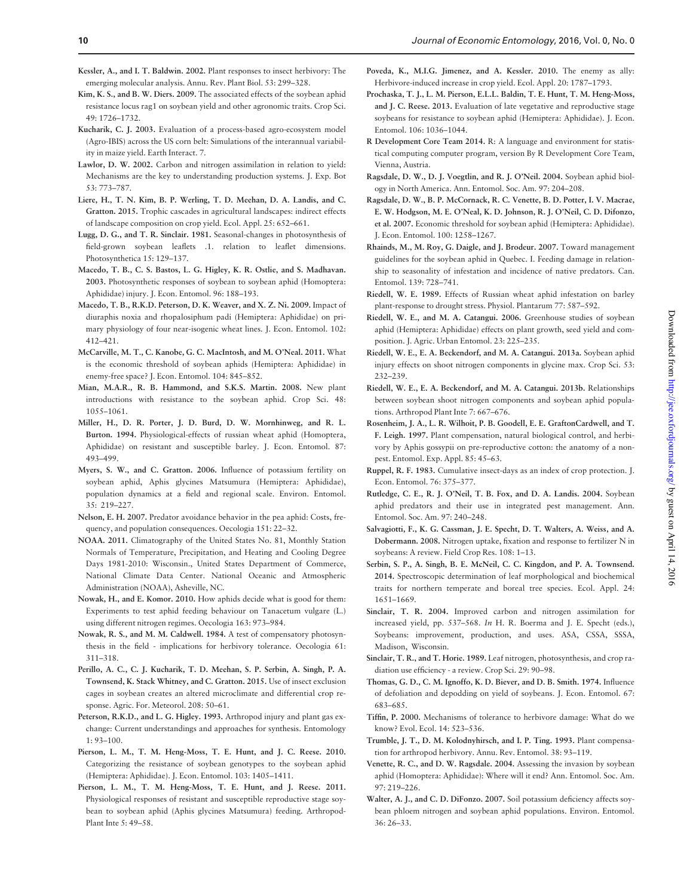**Kessler, A., and I. T. Baldwin. 2002.** Plant responses to insect herbivory: The emerging molecular analysis. Annu. Rev. Plant Biol. 53: 299–328.

**Kim, K. S., and B. W. Diers. 2009.** The associated effects of the soybean aphid resistance locus rag1 on soybean yield and other agronomic traits. Crop Sci. 49: 1726–1732.

**Kucharik, C. J. 2003.** Evaluation of a process-based agro-ecosystem model (Agro-IBIS) across the US corn belt: Simulations of the interannual variability in maize yield. Earth Interact. 7.

**Lawlor, D. W. 2002.** Carbon and nitrogen assimilation in relation to yield: Mechanisms are the key to understanding production systems. J. Exp. Bot 53: 773–787.

**Liere, H., T. N. Kim, B. P. Werling, T. D. Meehan, D. A. Landis, and C. Gratton. 2015.** Trophic cascades in agricultural landscapes: indirect effects of landscape composition on crop yield. Ecol. Appl. 25: 652–661.

**Lugg, D. G., and T. R. Sinclair. 1981.** Seasonal-changes in photosynthesis of field-grown soybean leaflets .1. relation to leaflet dimensions. Photosynthetica 15: 129–137.

**Macedo, T. B., C. S. Bastos, L. G. Higley, K. R. Ostlie, and S. Madhavan. 2003.** Photosynthetic responses of soybean to soybean aphid (Homoptera: Aphididae) injury. J. Econ. Entomol. 96: 188–193.

**Macedo, T. B., R.K.D. Peterson, D. K. Weaver, and X. Z. Ni. 2009.** Impact of diuraphis noxia and rhopalosiphum padi (Hemiptera: Aphididae) on primary physiology of four near-isogenic wheat lines. J. Econ. Entomol. 102: 412–421.

**McCarville, M. T., C. Kanobe, G. C. MacIntosh, and M. O'Neal. 2011.** What is the economic threshold of soybean aphids (Hemiptera: Aphididae) in enemy-free space? J. Econ. Entomol. 104: 845–852.

**Mian, M.A.R., R. B. Hammond, and S.K.S. Martin. 2008.** New plant introductions with resistance to the soybean aphid. Crop Sci. 48: 1055–1061.

**Miller, H., D. R. Porter, J. D. Burd, D. W. Mornhinweg, and R. L. Burton. 1994.** Physiological-effects of russian wheat aphid (Homoptera, Aphididae) on resistant and susceptible barley. J. Econ. Entomol. 87: 493–499.

**Myers, S. W., and C. Gratton. 2006.** Influence of potassium fertility on soybean aphid, Aphis glycines Matsumura (Hemiptera: Aphididae), population dynamics at a field and regional scale. Environ. Entomol. 35: 219–227.

**Nelson, E. H. 2007.** Predator avoidance behavior in the pea aphid: Costs, frequency, and population consequences. Oecologia 151: 22–32.

**NOAA. 2011.** Climatography of the United States No. 81, Monthly Station Normals of Temperature, Precipitation, and Heating and Cooling Degree Days 1981-2010: Wisconsin., United States Department of Commerce, National Climate Data Center. National Oceanic and Atmospheric Administration (NOAA), Asheville, NC.

**Nowak, H., and E. Komor. 2010.** How aphids decide what is good for them: Experiments to test aphid feeding behaviour on Tanacetum vulgare (L.) using different nitrogen regimes. Oecologia 163: 973–984.

**Nowak, R. S., and M. M. Caldwell. 1984.** A test of compensatory photosynthesis in the field - implications for herbivory tolerance. Oecologia 61: 311–318.

**Perillo, A. C., C. J. Kucharik, T. D. Meehan, S. P. Serbin, A. Singh, P. A. Townsend, K. Stack Whitney, and C. Gratton. 2015.** Use of insect exclusion cages in soybean creates an altered microclimate and differential crop response. Agric. For. Meteorol. 208: 50–61.

**Peterson, R.K.D., and L. G. Higley. 1993.** Arthropod injury and plant gas exchange: Current understandings and approaches for synthesis. Entomology 1: 93–100.

**Pierson, L. M., T. M. Heng-Moss, T. E. Hunt, and J. C. Reese. 2010.** Categorizing the resistance of soybean genotypes to the soybean aphid (Hemiptera: Aphididae). J. Econ. Entomol. 103: 1405–1411.

**Pierson, L. M., T. M. Heng-Moss, T. E. Hunt, and J. Reese. 2011.** Physiological responses of resistant and susceptible reproductive stage soybean to soybean aphid (Aphis glycines Matsumura) feeding. Arthropod-Plant Inte 5: 49–58.

**Poveda, K., M.I.G. Jimenez, and A. Kessler. 2010.** The enemy as ally: Herbivore-induced increase in crop yield. Ecol. Appl. 20: 1787–1793.

**Prochaska, T. J., L. M. Pierson, E.L.L. Baldin, T. E. Hunt, T. M. Heng-Moss, and J. C. Reese. 2013.** Evaluation of late vegetative and reproductive stage soybeans for resistance to soybean aphid (Hemiptera: Aphididae). J. Econ. Entomol. 106: 1036–1044.

**R Development Core Team 2014.** R: A language and environment for statistical computing computer program, version By R Development Core Team, Vienna, Austria.

**Ragsdale, D. W., D. J. Voegtlin, and R. J. O'Neil. 2004.** Soybean aphid biology in North America. Ann. Entomol. Soc. Am. 97: 204–208.

**Ragsdale, D. W., B. P. McCornack, R. C. Venette, B. D. Potter, I. V. Macrae, E. W. Hodgson, M. E. O'Neal, K. D. Johnson, R. J. O'Neil, C. D. Difonzo, et al. 2007.** Economic threshold for soybean aphid (Hemiptera: Aphididae). J. Econ. Entomol. 100: 1258–1267.

**Rhainds, M., M. Roy, G. Daigle, and J. Brodeur. 2007.** Toward management guidelines for the soybean aphid in Quebec. I. Feeding damage in relationship to seasonality of infestation and incidence of native predators. Can. Entomol. 139: 728–741.

**Riedell, W. E. 1989.** Effects of Russian wheat aphid infestation on barley plant-response to drought stress. Physiol. Plantarum 77: 587–592.

**Riedell, W. E., and M. A. Catangui. 2006.** Greenhouse studies of soybean aphid (Hemiptera: Aphididae) effects on plant growth, seed yield and composition. J. Agric. Urban Entomol. 23: 225–235.

**Riedell, W. E., E. A. Beckendorf, and M. A. Catangui. 2013a.** Soybean aphid injury effects on shoot nitrogen components in glycine max. Crop Sci. 53: 232–239.

**Riedell, W. E., E. A. Beckendorf, and M. A. Catangui. 2013b.** Relationships between soybean shoot nitrogen components and soybean aphid populations. Arthropod Plant Inte 7: 667–676.

**Rosenheim, J. A., L. R. Wilhoit, P. B. Goodell, E. E. GraftonCardwell, and T. F. Leigh. 1997.** Plant compensation, natural biological control, and herbivory by Aphis gossypii on pre-reproductive cotton: the anatomy of a nonpest. Entomol. Exp. Appl. 85: 45–63.

**Ruppel, R. F. 1983.** Cumulative insect-days as an index of crop protection. J. Econ. Entomol. 76: 375–377.

**Rutledge, C. E., R. J. O'Neil, T. B. Fox, and D. A. Landis. 2004.** Soybean aphid predators and their use in integrated pest management. Ann. Entomol. Soc. Am. 97: 240–248.

**Salvagiotti, F., K. G. Cassman, J. E. Specht, D. T. Walters, A. Weiss, and A. Dobermann. 2008.** Nitrogen uptake, fixation and response to fertilizer N in soybeans: A review. Field Crop Res. 108: 1–13.

**Serbin, S. P., A. Singh, B. E. McNeil, C. C. Kingdon, and P. A. Townsend. 2014.** Spectroscopic determination of leaf morphological and biochemical traits for northern temperate and boreal tree species. Ecol. Appl. 24: 1651–1669.

**Sinclair, T. R. 2004.** Improved carbon and nitrogen assimilation for increased yield, pp. 537–568. *In* H. R. Boerma and J. E. Specht (eds.), Soybeans: improvement, production, and uses. ASA, CSSA, SSSA, Madison, Wisconsin.

**Sinclair, T. R., and T. Horie. 1989.** Leaf nitrogen, photosynthesis, and crop radiation use efficiency - a review. Crop Sci. 29: 90–98.

**Thomas, G. D., C. M. Ignoffo, K. D. Biever, and D. B. Smith. 1974.** Influence of defoliation and depodding on yield of soybeans. J. Econ. Entomol. 67: 683–685.

**Tiffin, P. 2000.** Mechanisms of tolerance to herbivore damage: What do we know? Evol. Ecol. 14: 523–536.

**Trumble, J. T., D. M. Kolodnyhirsch, and I. P. Ting. 1993.** Plant compensation for arthropod herbivory. Annu. Rev. Entomol. 38: 93–119.

**Venette, R. C., and D. W. Ragsdale. 2004.** Assessing the invasion by soybean aphid (Homoptera: Aphididae): Where will it end? Ann. Entomol. Soc. Am. 97: 219–226.

**Walter, A. J., and C. D. DiFonzo. 2007.** Soil potassium deficiency affects soybean phloem nitrogen and soybean aphid populations. Environ. Entomol. 36: 26–33.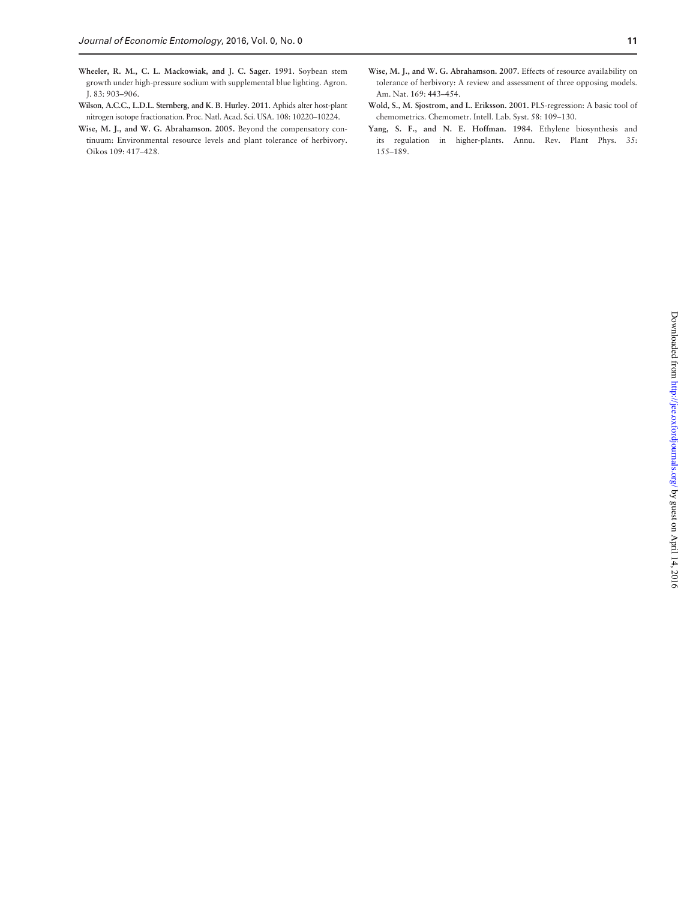**Wheeler, R. M., C. L. Mackowiak, and J. C. Sager. 1991.** Soybean stem growth under high-pressure sodium with supplemental blue lighting. Agron. J. 83: 903–906.

**Wilson, A.C.C., L.D.L. Sternberg, and K. B. Hurley. 2011.** Aphids alter host-plant nitrogen isotope fractionation. Proc. Natl. Acad. Sci. USA. 108: 10220–10224.

**Wise, M. J., and W. G. Abrahamson. 2005.** Beyond the compensatory continuum: Environmental resource levels and plant tolerance of herbivory. Oikos 109: 417–428.

**Wise, M. J., and W. G. Abrahamson. 2007.** Effects of resource availability on tolerance of herbivory: A review and assessment of three opposing models. Am. Nat. 169: 443–454.

**Wold, S., M. Sjostrom, and L. Eriksson. 2001.** PLS-regression: A basic tool of chemometrics. Chemometr. Intell. Lab. Syst. 58: 109–130.

**Yang, S. F., and N. E. Hoffman. 1984.** Ethylene biosynthesis and its regulation in higher-plants. Annu. Rev. Plant Phys. 35: 155–189.